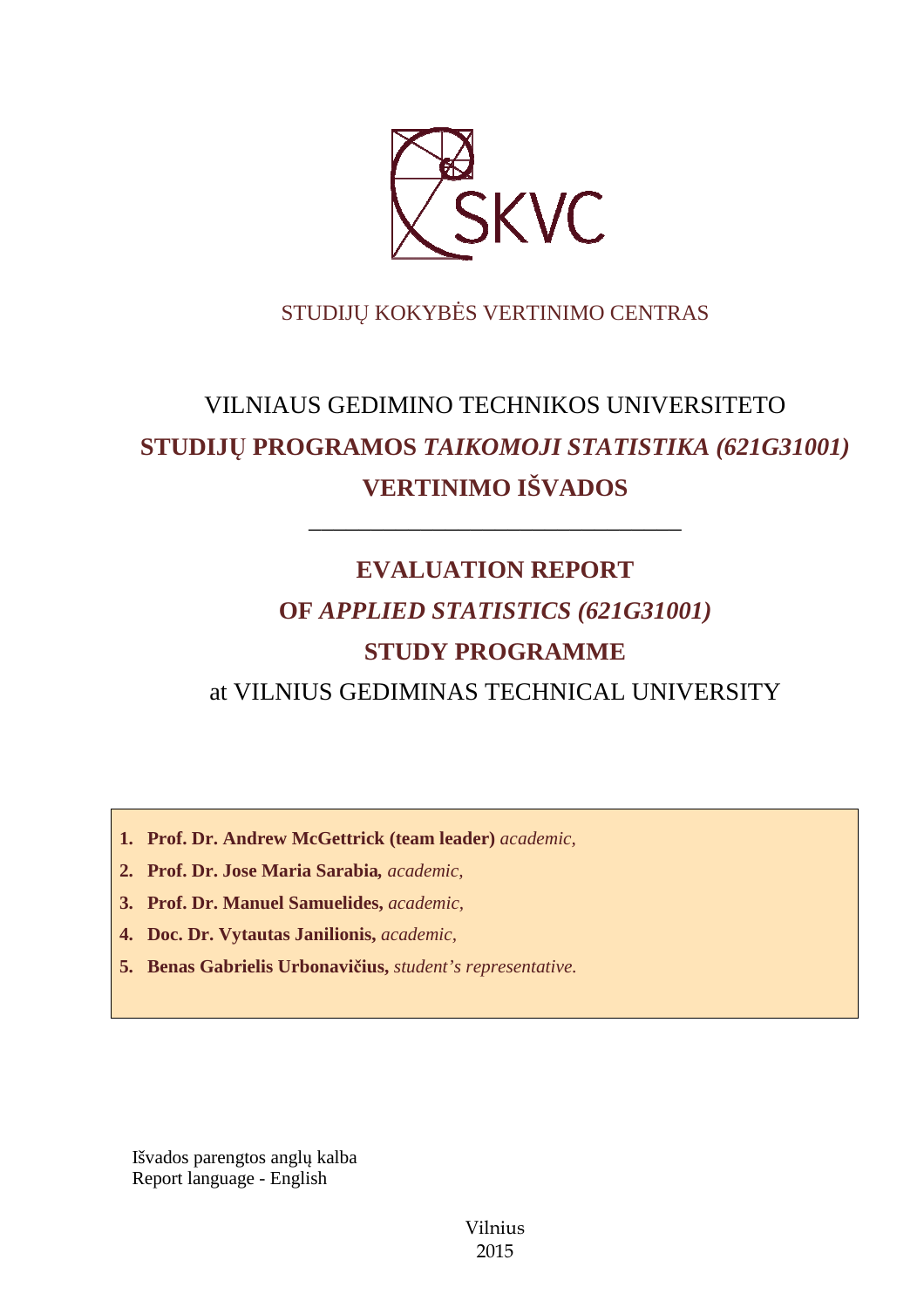SKVC

STUDIJŲ KOKYBĖS VERTINIMO CENTRAS

VILNIAUS GEDIMINO TECHNIKOS UNIVERSITETO

# STUDIJŲ PROGRAMOS *TAIKOMOJI STATISTIKA (621G31001)* VERTINIMO IŠVADOS

---

# EVALUATION REPORT OF *APPLIED STATISTICS (621G31001)* STUDY PROGRAMME

at VILNIUS GEDIMINAS TECHNICAL UNIVERSITY

1. **Prof. Dr. Andrew McGettrick (team leader)** *academic,*
2. **Prof. Dr. Jose Maria Sarabia,** *academic,*
3. **Prof. Dr. Manuel Samuelides,** *academic,*
4. **Doc. Dr. Vytautas Janilionis,** *academic,*
5. **Benas Gabrielis Urbonavičius,** *student's representative.*

Išvados parengtos anglų kalba
Report language - English

Vilnius
2015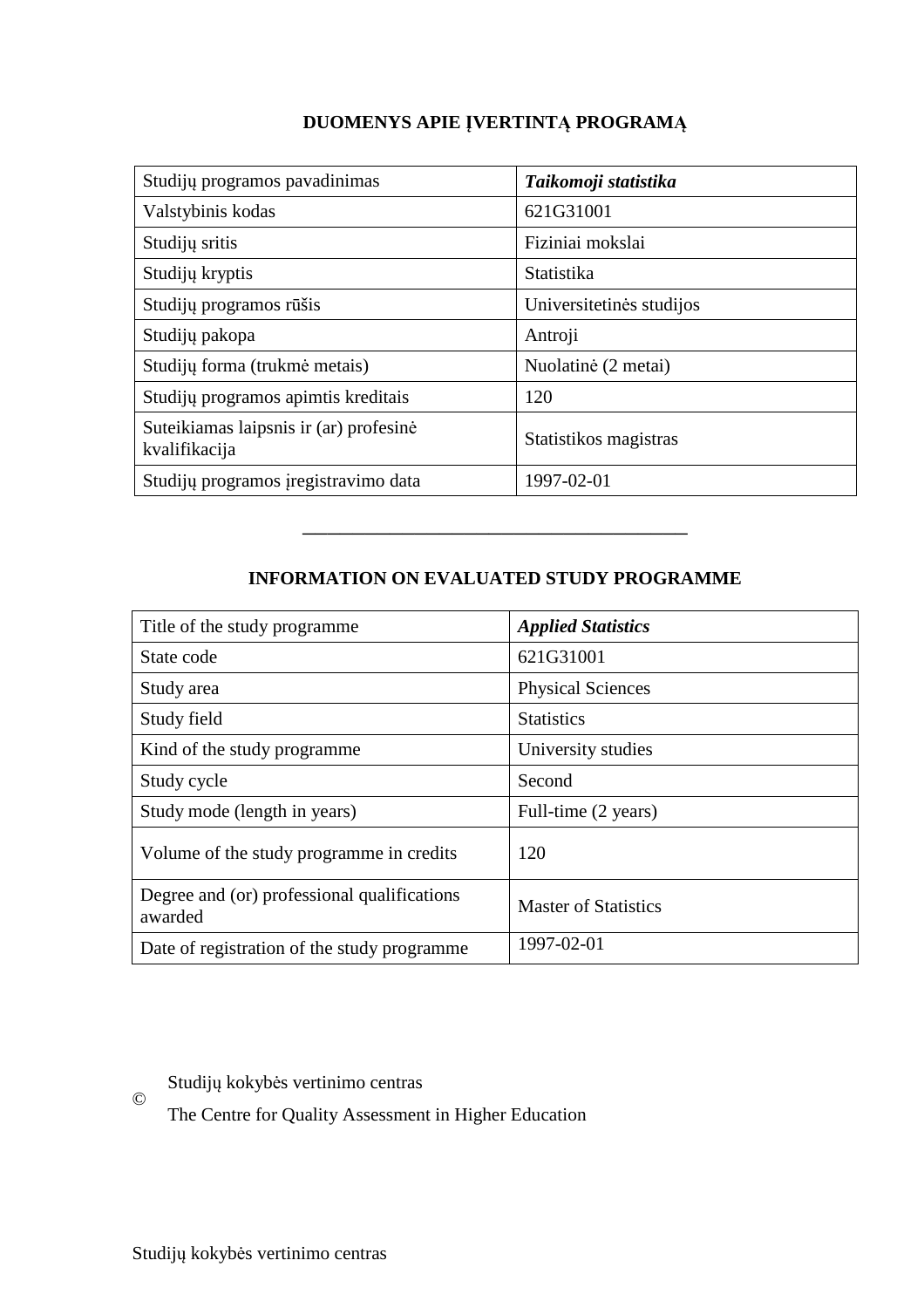## DUOMENYS APIE ĮVERTINTĄ PROGRAMĄ

| Studijų programos pavadinimas | ***Taikomoji statistika*** |
|---|---|
| Valstybinis kodas | 621G31001 |
| Studijų sritis | Fiziniai mokslai |
| Studijų kryptis | Statistika |
| Studijų programos rūšis | Universitetinės studijos |
| Studijų pakopa | Antroji |
| Studijų forma (trukmė metais) | Nuolatinė (2 metai) |
| Studijų programos apimtis kreditais | 120 |
| Suteikiamas laipsnis ir (ar) profesinė kvalifikacija | Statistikos magistras |
| Studijų programos įregistravimo data | 1997-02-01 |

---

## INFORMATION ON EVALUATED STUDY PROGRAMME

| Title of the study programme | ***Applied Statistics*** |
|---|---|
| State code | 621G31001 |
| Study area | Physical Sciences |
| Study field | Statistics |
| Kind of the study programme | University studies |
| Study cycle | Second |
| Study mode (length in years) | Full-time (2 years) |
| Volume of the study programme in credits | 120 |
| Degree and (or) professional qualifications awarded | Master of Statistics |
| Date of registration of the study programme | 1997-02-01 |

© Studijų kokybės vertinimo centras
The Centre for Quality Assessment in Higher Education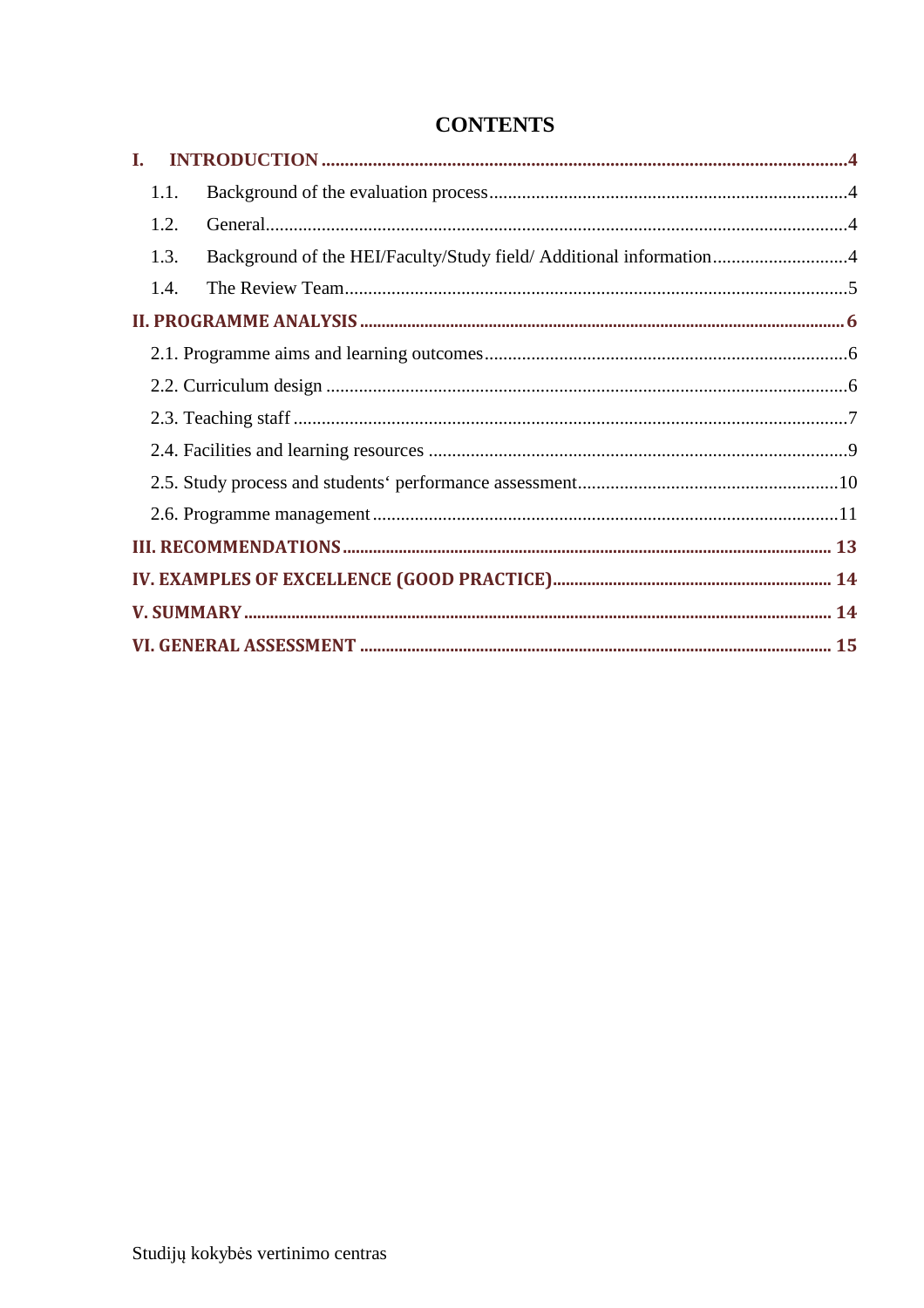# CONTENTS

- **I. INTRODUCTION** ..... 4
  - 1.1. Background of the evaluation process ..... 4
  - 1.2. General ..... 4
  - 1.3. Background of the HEI/Faculty/Study field/ Additional information ..... 4
  - 1.4. The Review Team ..... 5
- **II. PROGRAMME ANALYSIS** ..... 6
  - 2.1. Programme aims and learning outcomes ..... 6
  - 2.2. Curriculum design ..... 6
  - 2.3. Teaching staff ..... 7
  - 2.4. Facilities and learning resources ..... 9
  - 2.5. Study process and students‘ performance assessment ..... 10
  - 2.6. Programme management ..... 11
- **III. RECOMMENDATIONS** ..... 13
- **IV. EXAMPLES OF EXCELLENCE (GOOD PRACTICE)** ..... 14
- **V. SUMMARY** ..... 14
- **VI. GENERAL ASSESSMENT** ..... 15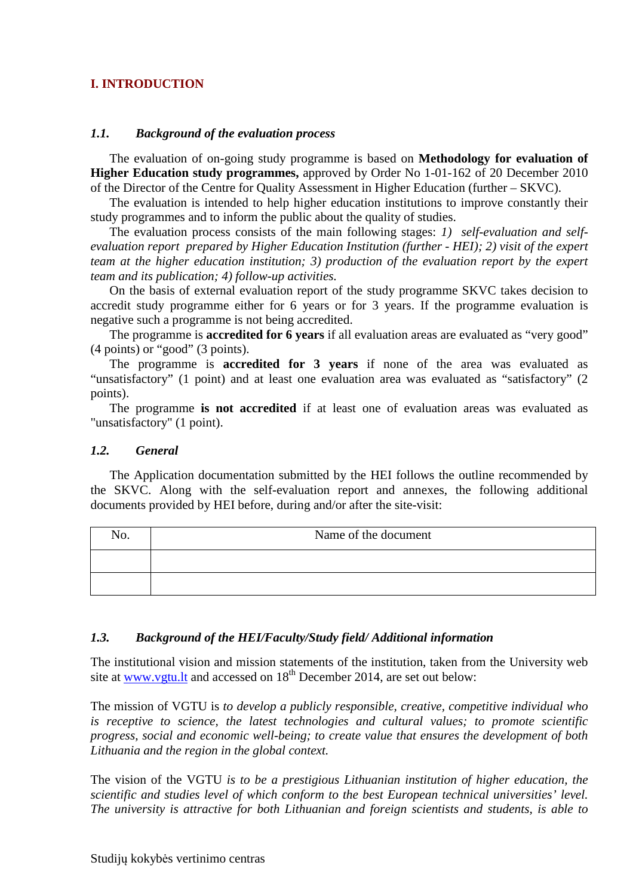## I. INTRODUCTION

### *1.1. Background of the evaluation process*

The evaluation of on-going study programme is based on **Methodology for evaluation of Higher Education study programmes,** approved by Order No 1-01-162 of 20 December 2010 of the Director of the Centre for Quality Assessment in Higher Education (further – SKVC).

The evaluation is intended to help higher education institutions to improve constantly their study programmes and to inform the public about the quality of studies.

The evaluation process consists of the main following stages: *1) self-evaluation and self-evaluation report prepared by Higher Education Institution (further - HEI); 2) visit of the expert team at the higher education institution; 3) production of the evaluation report by the expert team and its publication; 4) follow-up activities.*

On the basis of external evaluation report of the study programme SKVC takes decision to accredit study programme either for 6 years or for 3 years. If the programme evaluation is negative such a programme is not being accredited.

The programme is **accredited for 6 years** if all evaluation areas are evaluated as “very good” (4 points) or “good” (3 points).

The programme is **accredited for 3 years** if none of the area was evaluated as “unsatisfactory” (1 point) and at least one evaluation area was evaluated as “satisfactory” (2 points).

The programme **is not accredited** if at least one of evaluation areas was evaluated as "unsatisfactory" (1 point).

### *1.2. General*

The Application documentation submitted by the HEI follows the outline recommended by the SKVC. Along with the self-evaluation report and annexes, the following additional documents provided by HEI before, during and/or after the site-visit:

| No. | Name of the document |
|---|---|
| | |
| | |

### *1.3. Background of the HEI/Faculty/Study field/ Additional information*

The institutional vision and mission statements of the institution, taken from the University web site at www.vgtu.lt and accessed on 18th December 2014, are set out below:

The mission of VGTU is *to develop a publicly responsible, creative, competitive individual who is receptive to science, the latest technologies and cultural values; to promote scientific progress, social and economic well-being; to create value that ensures the development of both Lithuania and the region in the global context.*

The vision of the VGTU *is to be a prestigious Lithuanian institution of higher education, the scientific and studies level of which conform to the best European technical universities' level. The university is attractive for both Lithuanian and foreign scientists and students, is able to*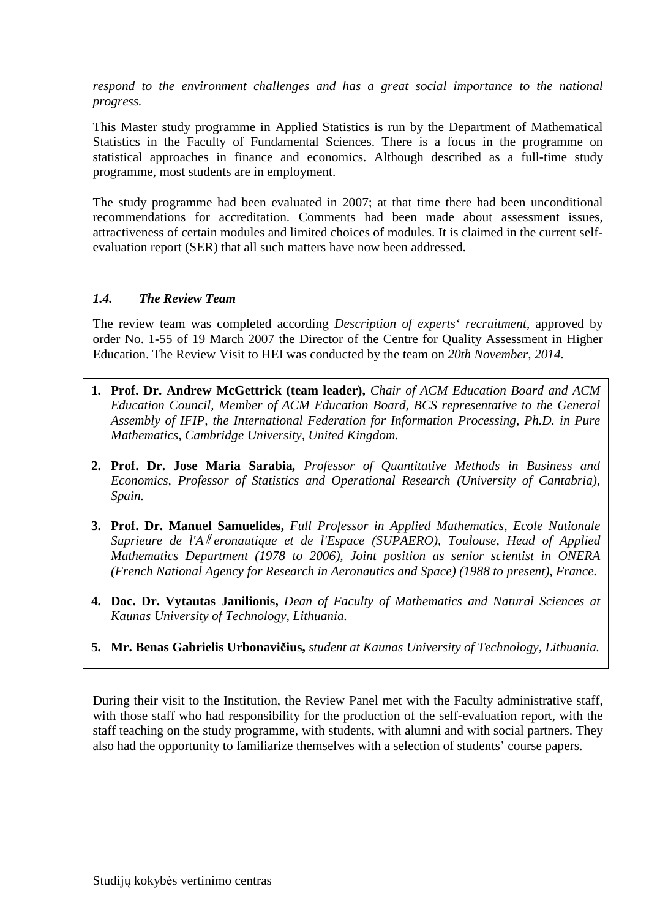*respond to the environment challenges and has a great social importance to the national progress.*

This Master study programme in Applied Statistics is run by the Department of Mathematical Statistics in the Faculty of Fundamental Sciences. There is a focus in the programme on statistical approaches in finance and economics. Although described as a full-time study programme, most students are in employment.

The study programme had been evaluated in 2007; at that time there had been unconditional recommendations for accreditation. Comments had been made about assessment issues, attractiveness of certain modules and limited choices of modules. It is claimed in the current self-evaluation report (SER) that all such matters have now been addressed.

### *1.4. The Review Team*

The review team was completed according *Description of experts' recruitment*, approved by order No. 1-55 of 19 March 2007 the Director of the Centre for Quality Assessment in Higher Education. The Review Visit to HEI was conducted by the team on *20th November, 2014.*

1. **Prof. Dr. Andrew McGettrick (team leader),** *Chair of ACM Education Board and ACM Education Council, Member of ACM Education Board, BCS representative to the General Assembly of IFIP, the International Federation for Information Processing, Ph.D. in Pure Mathematics, Cambridge University, United Kingdom.*
2. **Prof. Dr. Jose Maria Sarabia,** *Professor of Quantitative Methods in Business and Economics, Professor of Statistics and Operational Research (University of Cantabria), Spain.*
3. **Prof. Dr. Manuel Samuelides,** *Full Professor in Applied Mathematics, Ecole Nationale Suprieure de l'A‼eronautique et de l'Espace (SUPAERO), Toulouse, Head of Applied Mathematics Department (1978 to 2006), Joint position as senior scientist in ONERA (French National Agency for Research in Aeronautics and Space) (1988 to present), France.*
4. **Doc. Dr. Vytautas Janilionis,** *Dean of Faculty of Mathematics and Natural Sciences at Kaunas University of Technology, Lithuania.*
5. **Mr. Benas Gabrielis Urbonavičius,** *student at Kaunas University of Technology, Lithuania.*

During their visit to the Institution, the Review Panel met with the Faculty administrative staff, with those staff who had responsibility for the production of the self-evaluation report, with the staff teaching on the study programme, with students, with alumni and with social partners. They also had the opportunity to familiarize themselves with a selection of students' course papers.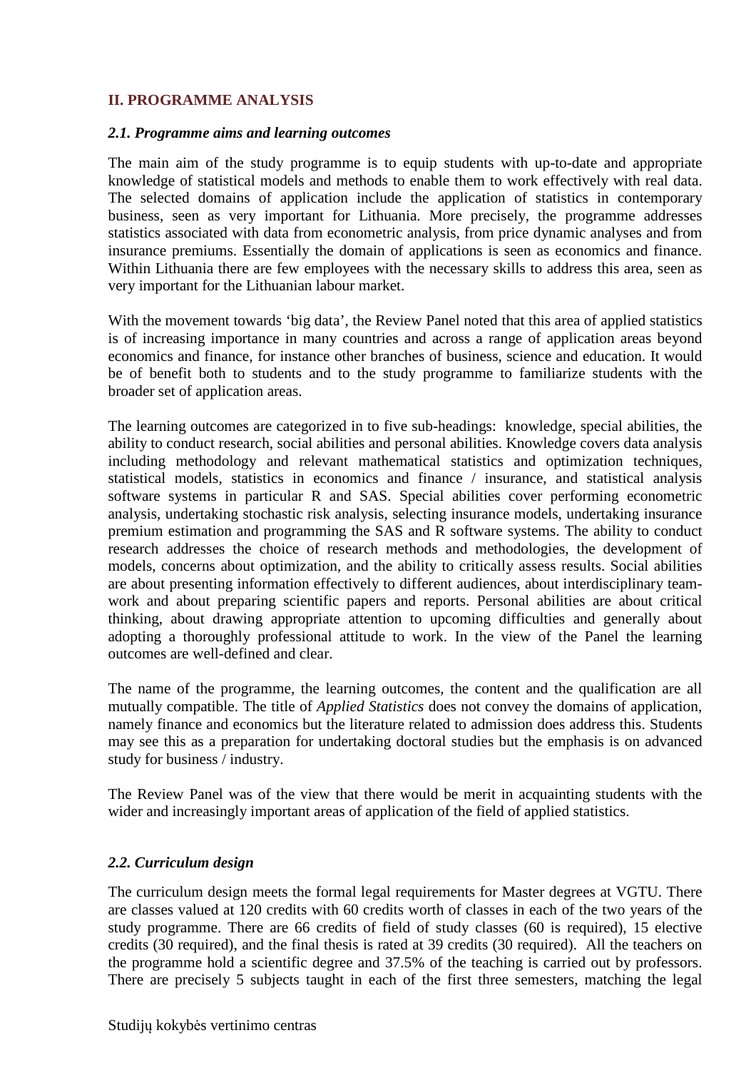## II. PROGRAMME ANALYSIS

### *2.1. Programme aims and learning outcomes*

The main aim of the study programme is to equip students with up-to-date and appropriate knowledge of statistical models and methods to enable them to work effectively with real data. The selected domains of application include the application of statistics in contemporary business, seen as very important for Lithuania. More precisely, the programme addresses statistics associated with data from econometric analysis, from price dynamic analyses and from insurance premiums. Essentially the domain of applications is seen as economics and finance. Within Lithuania there are few employees with the necessary skills to address this area, seen as very important for the Lithuanian labour market.

With the movement towards 'big data', the Review Panel noted that this area of applied statistics is of increasing importance in many countries and across a range of application areas beyond economics and finance, for instance other branches of business, science and education. It would be of benefit both to students and to the study programme to familiarize students with the broader set of application areas.

The learning outcomes are categorized in to five sub-headings: knowledge, special abilities, the ability to conduct research, social abilities and personal abilities. Knowledge covers data analysis including methodology and relevant mathematical statistics and optimization techniques, statistical models, statistics in economics and finance / insurance, and statistical analysis software systems in particular R and SAS. Special abilities cover performing econometric analysis, undertaking stochastic risk analysis, selecting insurance models, undertaking insurance premium estimation and programming the SAS and R software systems. The ability to conduct research addresses the choice of research methods and methodologies, the development of models, concerns about optimization, and the ability to critically assess results. Social abilities are about presenting information effectively to different audiences, about interdisciplinary team-work and about preparing scientific papers and reports. Personal abilities are about critical thinking, about drawing appropriate attention to upcoming difficulties and generally about adopting a thoroughly professional attitude to work. In the view of the Panel the learning outcomes are well-defined and clear.

The name of the programme, the learning outcomes, the content and the qualification are all mutually compatible. The title of *Applied Statistics* does not convey the domains of application, namely finance and economics but the literature related to admission does address this. Students may see this as a preparation for undertaking doctoral studies but the emphasis is on advanced study for business / industry.

The Review Panel was of the view that there would be merit in acquainting students with the wider and increasingly important areas of application of the field of applied statistics.

### *2.2. Curriculum design*

The curriculum design meets the formal legal requirements for Master degrees at VGTU. There are classes valued at 120 credits with 60 credits worth of classes in each of the two years of the study programme. There are 66 credits of field of study classes (60 is required), 15 elective credits (30 required), and the final thesis is rated at 39 credits (30 required). All the teachers on the programme hold a scientific degree and 37.5% of the teaching is carried out by professors. There are precisely 5 subjects taught in each of the first three semesters, matching the legal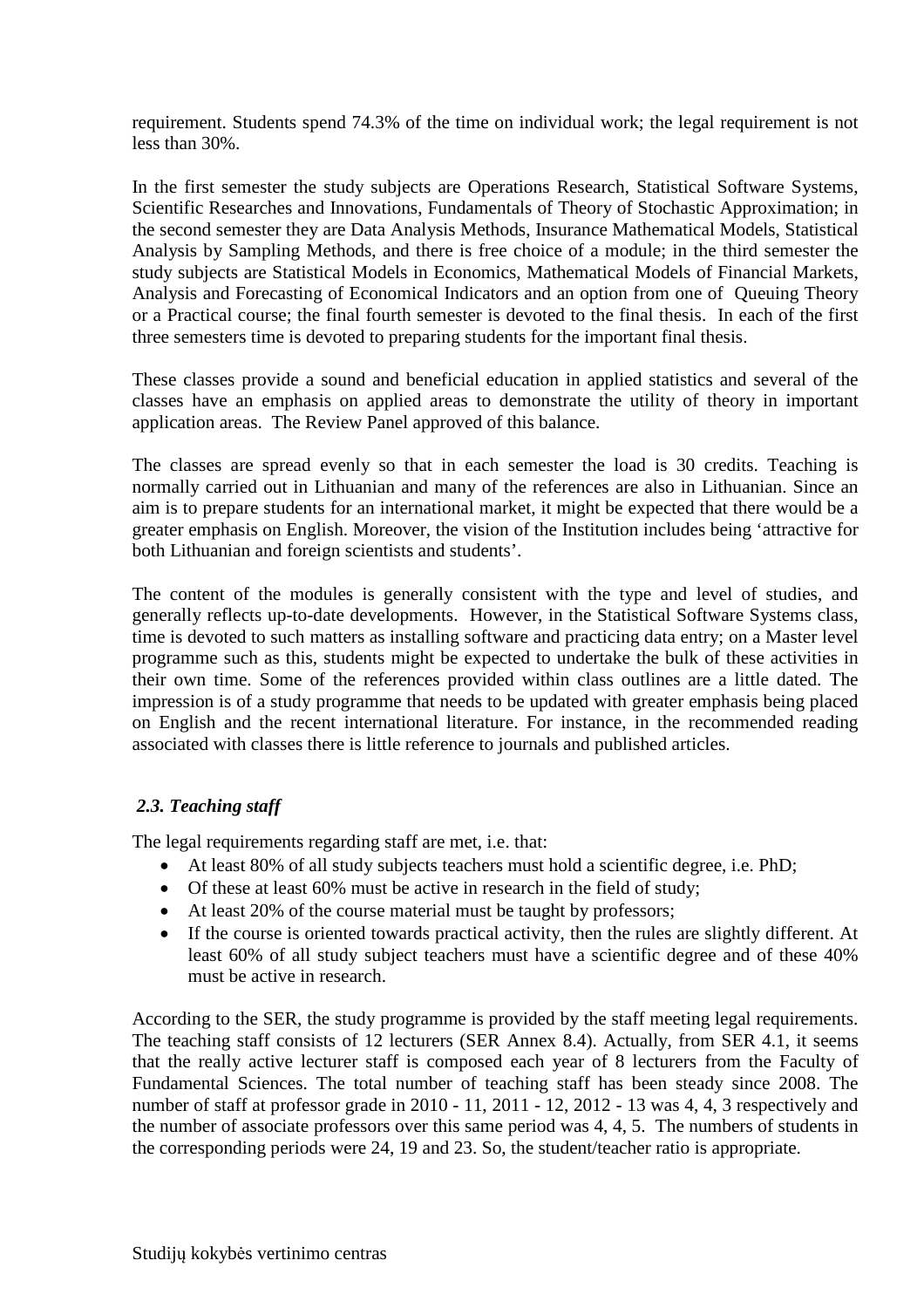requirement. Students spend 74.3% of the time on individual work; the legal requirement is not less than 30%.

In the first semester the study subjects are Operations Research, Statistical Software Systems, Scientific Researches and Innovations, Fundamentals of Theory of Stochastic Approximation; in the second semester they are Data Analysis Methods, Insurance Mathematical Models, Statistical Analysis by Sampling Methods, and there is free choice of a module; in the third semester the study subjects are Statistical Models in Economics, Mathematical Models of Financial Markets, Analysis and Forecasting of Economical Indicators and an option from one of Queuing Theory or a Practical course; the final fourth semester is devoted to the final thesis. In each of the first three semesters time is devoted to preparing students for the important final thesis.

These classes provide a sound and beneficial education in applied statistics and several of the classes have an emphasis on applied areas to demonstrate the utility of theory in important application areas. The Review Panel approved of this balance.

The classes are spread evenly so that in each semester the load is 30 credits. Teaching is normally carried out in Lithuanian and many of the references are also in Lithuanian. Since an aim is to prepare students for an international market, it might be expected that there would be a greater emphasis on English. Moreover, the vision of the Institution includes being 'attractive for both Lithuanian and foreign scientists and students'.

The content of the modules is generally consistent with the type and level of studies, and generally reflects up-to-date developments. However, in the Statistical Software Systems class, time is devoted to such matters as installing software and practicing data entry; on a Master level programme such as this, students might be expected to undertake the bulk of these activities in their own time. Some of the references provided within class outlines are a little dated. The impression is of a study programme that needs to be updated with greater emphasis being placed on English and the recent international literature. For instance, in the recommended reading associated with classes there is little reference to journals and published articles.

### *2.3. Teaching staff*

The legal requirements regarding staff are met, i.e. that:

- At least 80% of all study subjects teachers must hold a scientific degree, i.e. PhD;
- Of these at least 60% must be active in research in the field of study;
- At least 20% of the course material must be taught by professors;
- If the course is oriented towards practical activity, then the rules are slightly different. At least 60% of all study subject teachers must have a scientific degree and of these 40% must be active in research.

According to the SER, the study programme is provided by the staff meeting legal requirements. The teaching staff consists of 12 lecturers (SER Annex 8.4). Actually, from SER 4.1, it seems that the really active lecturer staff is composed each year of 8 lecturers from the Faculty of Fundamental Sciences. The total number of teaching staff has been steady since 2008. The number of staff at professor grade in 2010 - 11, 2011 - 12, 2012 - 13 was 4, 4, 3 respectively and the number of associate professors over this same period was 4, 4, 5. The numbers of students in the corresponding periods were 24, 19 and 23. So, the student/teacher ratio is appropriate.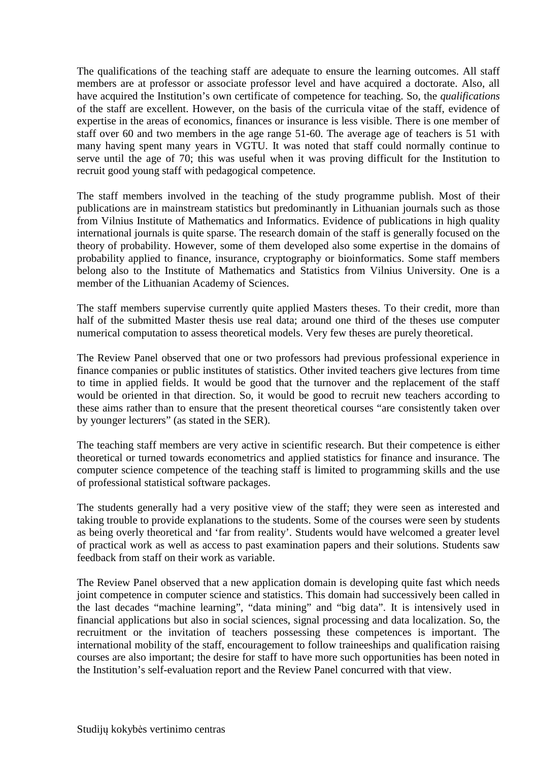The qualifications of the teaching staff are adequate to ensure the learning outcomes. All staff members are at professor or associate professor level and have acquired a doctorate. Also, all have acquired the Institution's own certificate of competence for teaching. So, the *qualifications* of the staff are excellent. However, on the basis of the curricula vitae of the staff, evidence of expertise in the areas of economics, finances or insurance is less visible. There is one member of staff over 60 and two members in the age range 51-60. The average age of teachers is 51 with many having spent many years in VGTU. It was noted that staff could normally continue to serve until the age of 70; this was useful when it was proving difficult for the Institution to recruit good young staff with pedagogical competence.

The staff members involved in the teaching of the study programme publish. Most of their publications are in mainstream statistics but predominantly in Lithuanian journals such as those from Vilnius Institute of Mathematics and Informatics. Evidence of publications in high quality international journals is quite sparse. The research domain of the staff is generally focused on the theory of probability. However, some of them developed also some expertise in the domains of probability applied to finance, insurance, cryptography or bioinformatics. Some staff members belong also to the Institute of Mathematics and Statistics from Vilnius University. One is a member of the Lithuanian Academy of Sciences.

The staff members supervise currently quite applied Masters theses. To their credit, more than half of the submitted Master thesis use real data; around one third of the theses use computer numerical computation to assess theoretical models. Very few theses are purely theoretical.

The Review Panel observed that one or two professors had previous professional experience in finance companies or public institutes of statistics. Other invited teachers give lectures from time to time in applied fields. It would be good that the turnover and the replacement of the staff would be oriented in that direction. So, it would be good to recruit new teachers according to these aims rather than to ensure that the present theoretical courses "are consistently taken over by younger lecturers" (as stated in the SER).

The teaching staff members are very active in scientific research. But their competence is either theoretical or turned towards econometrics and applied statistics for finance and insurance. The computer science competence of the teaching staff is limited to programming skills and the use of professional statistical software packages.

The students generally had a very positive view of the staff; they were seen as interested and taking trouble to provide explanations to the students. Some of the courses were seen by students as being overly theoretical and 'far from reality'. Students would have welcomed a greater level of practical work as well as access to past examination papers and their solutions. Students saw feedback from staff on their work as variable.

The Review Panel observed that a new application domain is developing quite fast which needs joint competence in computer science and statistics. This domain had successively been called in the last decades "machine learning", "data mining" and "big data". It is intensively used in financial applications but also in social sciences, signal processing and data localization. So, the recruitment or the invitation of teachers possessing these competences is important. The international mobility of the staff, encouragement to follow traineeships and qualification raising courses are also important; the desire for staff to have more such opportunities has been noted in the Institution's self-evaluation report and the Review Panel concurred with that view.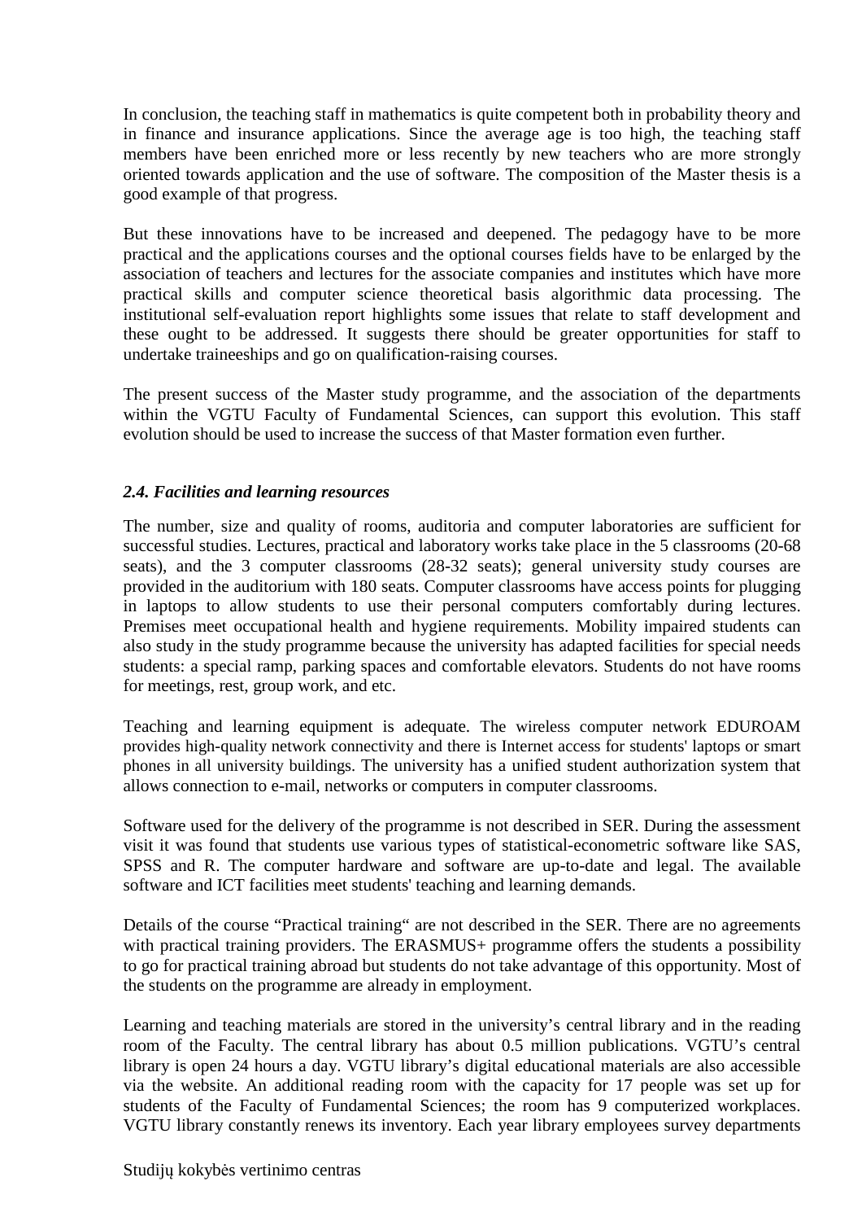In conclusion, the teaching staff in mathematics is quite competent both in probability theory and in finance and insurance applications. Since the average age is too high, the teaching staff members have been enriched more or less recently by new teachers who are more strongly oriented towards application and the use of software. The composition of the Master thesis is a good example of that progress.

But these innovations have to be increased and deepened. The pedagogy have to be more practical and the applications courses and the optional courses fields have to be enlarged by the association of teachers and lectures for the associate companies and institutes which have more practical skills and computer science theoretical basis algorithmic data processing. The institutional self-evaluation report highlights some issues that relate to staff development and these ought to be addressed. It suggests there should be greater opportunities for staff to undertake traineeships and go on qualification-raising courses.

The present success of the Master study programme, and the association of the departments within the VGTU Faculty of Fundamental Sciences, can support this evolution. This staff evolution should be used to increase the success of that Master formation even further.

### *2.4. Facilities and learning resources*

The number, size and quality of rooms, auditoria and computer laboratories are sufficient for successful studies. Lectures, practical and laboratory works take place in the 5 classrooms (20-68 seats), and the 3 computer classrooms (28-32 seats); general university study courses are provided in the auditorium with 180 seats. Computer classrooms have access points for plugging in laptops to allow students to use their personal computers comfortably during lectures. Premises meet occupational health and hygiene requirements. Mobility impaired students can also study in the study programme because the university has adapted facilities for special needs students: a special ramp, parking spaces and comfortable elevators. Students do not have rooms for meetings, rest, group work, and etc.

Teaching and learning equipment is adequate. The wireless computer network EDUROAM provides high-quality network connectivity and there is Internet access for students' laptops or smart phones in all university buildings. The university has a unified student authorization system that allows connection to e-mail, networks or computers in computer classrooms.

Software used for the delivery of the programme is not described in SER. During the assessment visit it was found that students use various types of statistical-econometric software like SAS, SPSS and R. The computer hardware and software are up-to-date and legal. The available software and ICT facilities meet students' teaching and learning demands.

Details of the course "Practical training" are not described in the SER. There are no agreements with practical training providers. The ERASMUS+ programme offers the students a possibility to go for practical training abroad but students do not take advantage of this opportunity. Most of the students on the programme are already in employment.

Learning and teaching materials are stored in the university's central library and in the reading room of the Faculty. The central library has about 0.5 million publications. VGTU's central library is open 24 hours a day. VGTU library's digital educational materials are also accessible via the website. An additional reading room with the capacity for 17 people was set up for students of the Faculty of Fundamental Sciences; the room has 9 computerized workplaces. VGTU library constantly renews its inventory. Each year library employees survey departments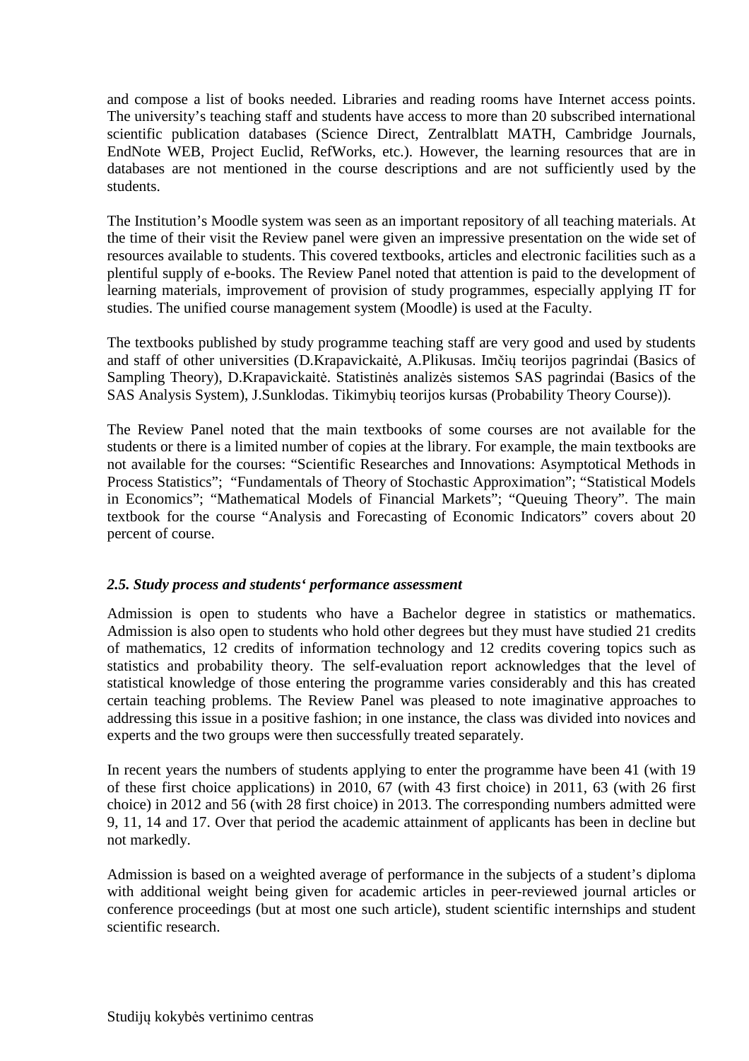and compose a list of books needed. Libraries and reading rooms have Internet access points. The university's teaching staff and students have access to more than 20 subscribed international scientific publication databases (Science Direct, Zentralblatt MATH, Cambridge Journals, EndNote WEB, Project Euclid, RefWorks, etc.). However, the learning resources that are in databases are not mentioned in the course descriptions and are not sufficiently used by the students.

The Institution's Moodle system was seen as an important repository of all teaching materials. At the time of their visit the Review panel were given an impressive presentation on the wide set of resources available to students. This covered textbooks, articles and electronic facilities such as a plentiful supply of e-books. The Review Panel noted that attention is paid to the development of learning materials, improvement of provision of study programmes, especially applying IT for studies. The unified course management system (Moodle) is used at the Faculty.

The textbooks published by study programme teaching staff are very good and used by students and staff of other universities (D.Krapavickaitė, A.Plikusas. Imčių teorijos pagrindai (Basics of Sampling Theory), D.Krapavickaitė. Statistinės analizės sistemos SAS pagrindai (Basics of the SAS Analysis System), J.Sunklodas. Tikimybių teorijos kursas (Probability Theory Course)).

The Review Panel noted that the main textbooks of some courses are not available for the students or there is a limited number of copies at the library. For example, the main textbooks are not available for the courses: "Scientific Researches and Innovations: Asymptotical Methods in Process Statistics"; "Fundamentals of Theory of Stochastic Approximation"; "Statistical Models in Economics"; "Mathematical Models of Financial Markets"; "Queuing Theory". The main textbook for the course "Analysis and Forecasting of Economic Indicators" covers about 20 percent of course.

### *2.5. Study process and students' performance assessment*

Admission is open to students who have a Bachelor degree in statistics or mathematics. Admission is also open to students who hold other degrees but they must have studied 21 credits of mathematics, 12 credits of information technology and 12 credits covering topics such as statistics and probability theory. The self-evaluation report acknowledges that the level of statistical knowledge of those entering the programme varies considerably and this has created certain teaching problems. The Review Panel was pleased to note imaginative approaches to addressing this issue in a positive fashion; in one instance, the class was divided into novices and experts and the two groups were then successfully treated separately.

In recent years the numbers of students applying to enter the programme have been 41 (with 19 of these first choice applications) in 2010, 67 (with 43 first choice) in 2011, 63 (with 26 first choice) in 2012 and 56 (with 28 first choice) in 2013. The corresponding numbers admitted were 9, 11, 14 and 17. Over that period the academic attainment of applicants has been in decline but not markedly.

Admission is based on a weighted average of performance in the subjects of a student's diploma with additional weight being given for academic articles in peer-reviewed journal articles or conference proceedings (but at most one such article), student scientific internships and student scientific research.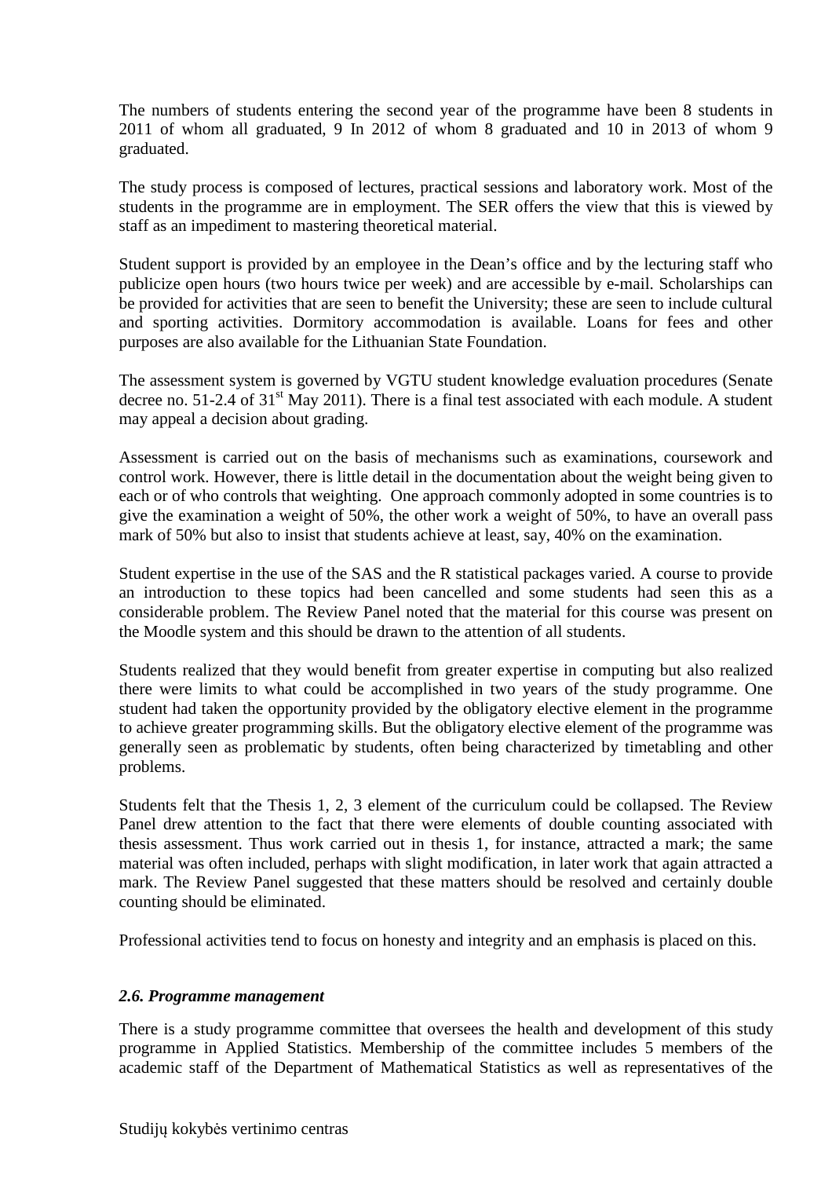The numbers of students entering the second year of the programme have been 8 students in 2011 of whom all graduated, 9 In 2012 of whom 8 graduated and 10 in 2013 of whom 9 graduated.

The study process is composed of lectures, practical sessions and laboratory work. Most of the students in the programme are in employment. The SER offers the view that this is viewed by staff as an impediment to mastering theoretical material.

Student support is provided by an employee in the Dean's office and by the lecturing staff who publicize open hours (two hours twice per week) and are accessible by e-mail. Scholarships can be provided for activities that are seen to benefit the University; these are seen to include cultural and sporting activities. Dormitory accommodation is available. Loans for fees and other purposes are also available for the Lithuanian State Foundation.

The assessment system is governed by VGTU student knowledge evaluation procedures (Senate decree no. 51-2.4 of 31st May 2011). There is a final test associated with each module. A student may appeal a decision about grading.

Assessment is carried out on the basis of mechanisms such as examinations, coursework and control work. However, there is little detail in the documentation about the weight being given to each or of who controls that weighting. One approach commonly adopted in some countries is to give the examination a weight of 50%, the other work a weight of 50%, to have an overall pass mark of 50% but also to insist that students achieve at least, say, 40% on the examination.

Student expertise in the use of the SAS and the R statistical packages varied. A course to provide an introduction to these topics had been cancelled and some students had seen this as a considerable problem. The Review Panel noted that the material for this course was present on the Moodle system and this should be drawn to the attention of all students.

Students realized that they would benefit from greater expertise in computing but also realized there were limits to what could be accomplished in two years of the study programme. One student had taken the opportunity provided by the obligatory elective element in the programme to achieve greater programming skills. But the obligatory elective element of the programme was generally seen as problematic by students, often being characterized by timetabling and other problems.

Students felt that the Thesis 1, 2, 3 element of the curriculum could be collapsed. The Review Panel drew attention to the fact that there were elements of double counting associated with thesis assessment. Thus work carried out in thesis 1, for instance, attracted a mark; the same material was often included, perhaps with slight modification, in later work that again attracted a mark. The Review Panel suggested that these matters should be resolved and certainly double counting should be eliminated.

Professional activities tend to focus on honesty and integrity and an emphasis is placed on this.

### *2.6. Programme management*

There is a study programme committee that oversees the health and development of this study programme in Applied Statistics. Membership of the committee includes 5 members of the academic staff of the Department of Mathematical Statistics as well as representatives of the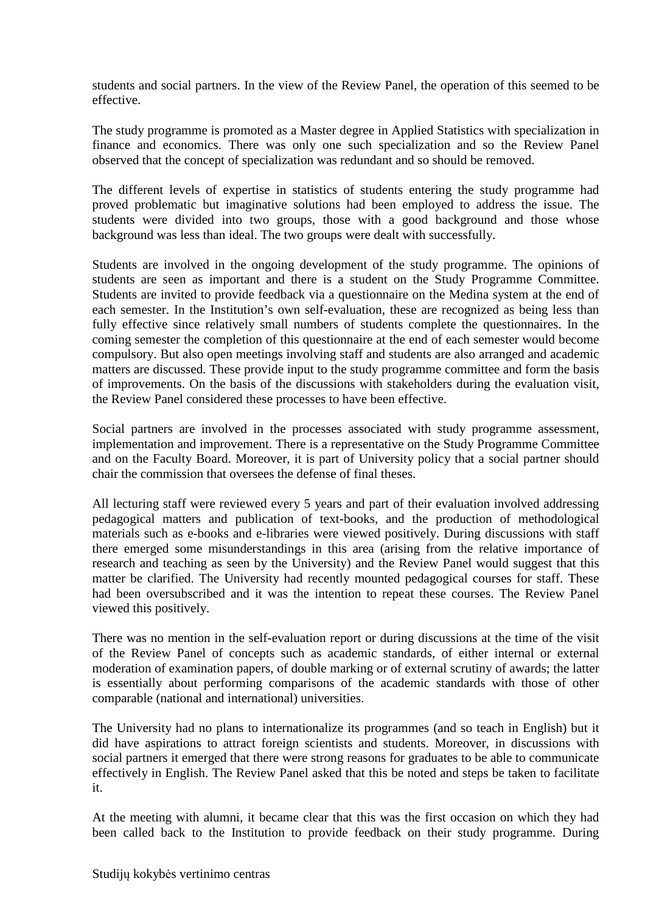students and social partners. In the view of the Review Panel, the operation of this seemed to be effective.

The study programme is promoted as a Master degree in Applied Statistics with specialization in finance and economics. There was only one such specialization and so the Review Panel observed that the concept of specialization was redundant and so should be removed.

The different levels of expertise in statistics of students entering the study programme had proved problematic but imaginative solutions had been employed to address the issue. The students were divided into two groups, those with a good background and those whose background was less than ideal. The two groups were dealt with successfully.

Students are involved in the ongoing development of the study programme. The opinions of students are seen as important and there is a student on the Study Programme Committee. Students are invited to provide feedback via a questionnaire on the Medina system at the end of each semester. In the Institution's own self-evaluation, these are recognized as being less than fully effective since relatively small numbers of students complete the questionnaires. In the coming semester the completion of this questionnaire at the end of each semester would become compulsory. But also open meetings involving staff and students are also arranged and academic matters are discussed. These provide input to the study programme committee and form the basis of improvements. On the basis of the discussions with stakeholders during the evaluation visit, the Review Panel considered these processes to have been effective.

Social partners are involved in the processes associated with study programme assessment, implementation and improvement. There is a representative on the Study Programme Committee and on the Faculty Board. Moreover, it is part of University policy that a social partner should chair the commission that oversees the defense of final theses.

All lecturing staff were reviewed every 5 years and part of their evaluation involved addressing pedagogical matters and publication of text-books, and the production of methodological materials such as e-books and e-libraries were viewed positively. During discussions with staff there emerged some misunderstandings in this area (arising from the relative importance of research and teaching as seen by the University) and the Review Panel would suggest that this matter be clarified. The University had recently mounted pedagogical courses for staff. These had been oversubscribed and it was the intention to repeat these courses. The Review Panel viewed this positively.

There was no mention in the self-evaluation report or during discussions at the time of the visit of the Review Panel of concepts such as academic standards, of either internal or external moderation of examination papers, of double marking or of external scrutiny of awards; the latter is essentially about performing comparisons of the academic standards with those of other comparable (national and international) universities.

The University had no plans to internationalize its programmes (and so teach in English) but it did have aspirations to attract foreign scientists and students. Moreover, in discussions with social partners it emerged that there were strong reasons for graduates to be able to communicate effectively in English. The Review Panel asked that this be noted and steps be taken to facilitate it.

At the meeting with alumni, it became clear that this was the first occasion on which they had been called back to the Institution to provide feedback on their study programme. During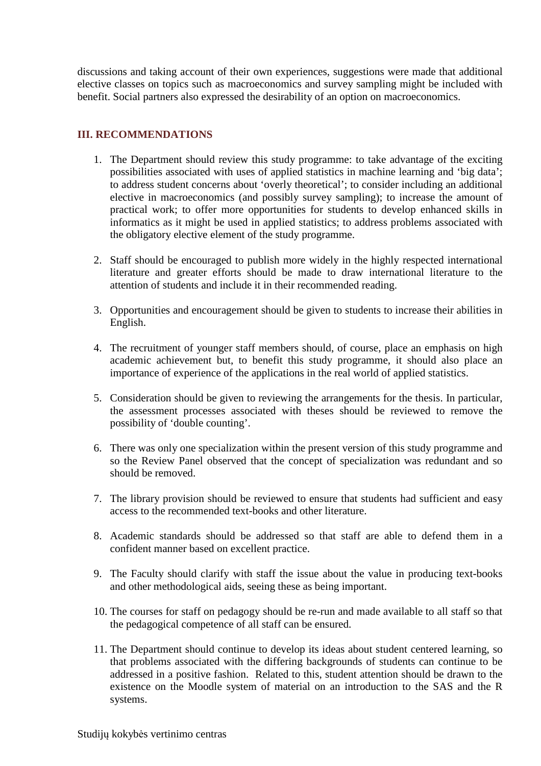discussions and taking account of their own experiences, suggestions were made that additional elective classes on topics such as macroeconomics and survey sampling might be included with benefit. Social partners also expressed the desirability of an option on macroeconomics.

### III. RECOMMENDATIONS

1. The Department should review this study programme: to take advantage of the exciting possibilities associated with uses of applied statistics in machine learning and 'big data'; to address student concerns about 'overly theoretical'; to consider including an additional elective in macroeconomics (and possibly survey sampling); to increase the amount of practical work; to offer more opportunities for students to develop enhanced skills in informatics as it might be used in applied statistics; to address problems associated with the obligatory elective element of the study programme.

2. Staff should be encouraged to publish more widely in the highly respected international literature and greater efforts should be made to draw international literature to the attention of students and include it in their recommended reading.

3. Opportunities and encouragement should be given to students to increase their abilities in English.

4. The recruitment of younger staff members should, of course, place an emphasis on high academic achievement but, to benefit this study programme, it should also place an importance of experience of the applications in the real world of applied statistics.

5. Consideration should be given to reviewing the arrangements for the thesis. In particular, the assessment processes associated with theses should be reviewed to remove the possibility of 'double counting'.

6. There was only one specialization within the present version of this study programme and so the Review Panel observed that the concept of specialization was redundant and so should be removed.

7. The library provision should be reviewed to ensure that students had sufficient and easy access to the recommended text-books and other literature.

8. Academic standards should be addressed so that staff are able to defend them in a confident manner based on excellent practice.

9. The Faculty should clarify with staff the issue about the value in producing text-books and other methodological aids, seeing these as being important.

10. The courses for staff on pedagogy should be re-run and made available to all staff so that the pedagogical competence of all staff can be ensured.

11. The Department should continue to develop its ideas about student centered learning, so that problems associated with the differing backgrounds of students can continue to be addressed in a positive fashion. Related to this, student attention should be drawn to the existence on the Moodle system of material on an introduction to the SAS and the R systems.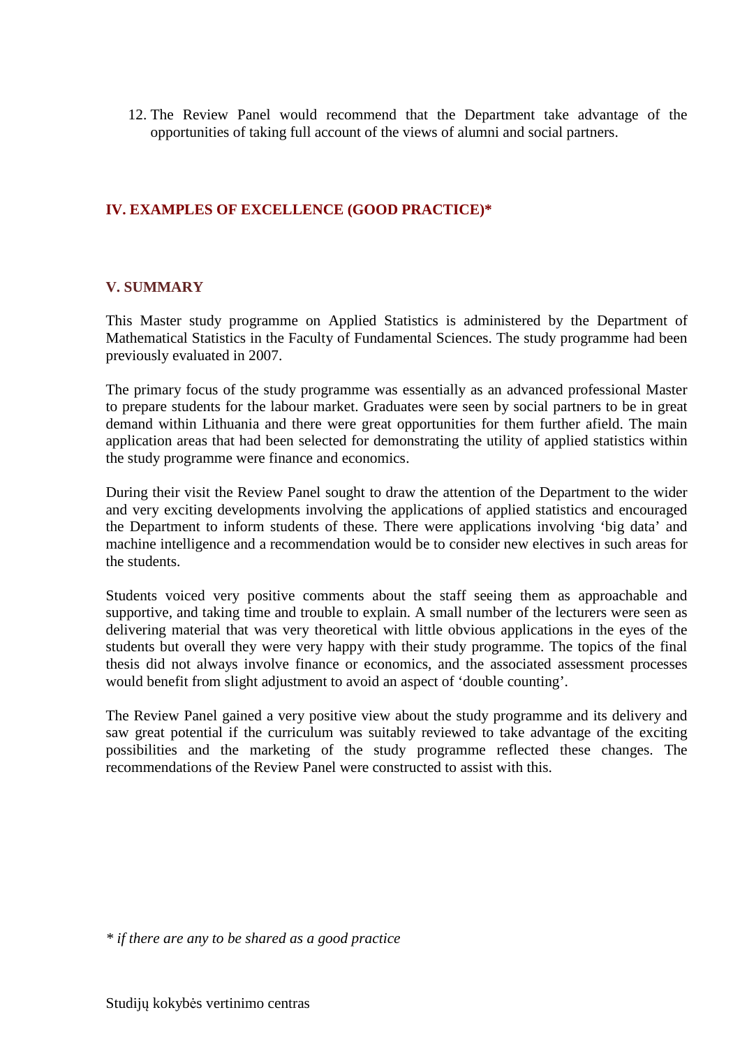12. The Review Panel would recommend that the Department take advantage of the opportunities of taking full account of the views of alumni and social partners.

## IV. EXAMPLES OF EXCELLENCE (GOOD PRACTICE)*

## V. SUMMARY

This Master study programme on Applied Statistics is administered by the Department of Mathematical Statistics in the Faculty of Fundamental Sciences. The study programme had been previously evaluated in 2007.

The primary focus of the study programme was essentially as an advanced professional Master to prepare students for the labour market. Graduates were seen by social partners to be in great demand within Lithuania and there were great opportunities for them further afield. The main application areas that had been selected for demonstrating the utility of applied statistics within the study programme were finance and economics.

During their visit the Review Panel sought to draw the attention of the Department to the wider and very exciting developments involving the applications of applied statistics and encouraged the Department to inform students of these. There were applications involving 'big data' and machine intelligence and a recommendation would be to consider new electives in such areas for the students.

Students voiced very positive comments about the staff seeing them as approachable and supportive, and taking time and trouble to explain. A small number of the lecturers were seen as delivering material that was very theoretical with little obvious applications in the eyes of the students but overall they were very happy with their study programme. The topics of the final thesis did not always involve finance or economics, and the associated assessment processes would benefit from slight adjustment to avoid an aspect of 'double counting'.

The Review Panel gained a very positive view about the study programme and its delivery and saw great potential if the curriculum was suitably reviewed to take advantage of the exciting possibilities and the marketing of the study programme reflected these changes. The recommendations of the Review Panel were constructed to assist with this.

*\* if there are any to be shared as a good practice*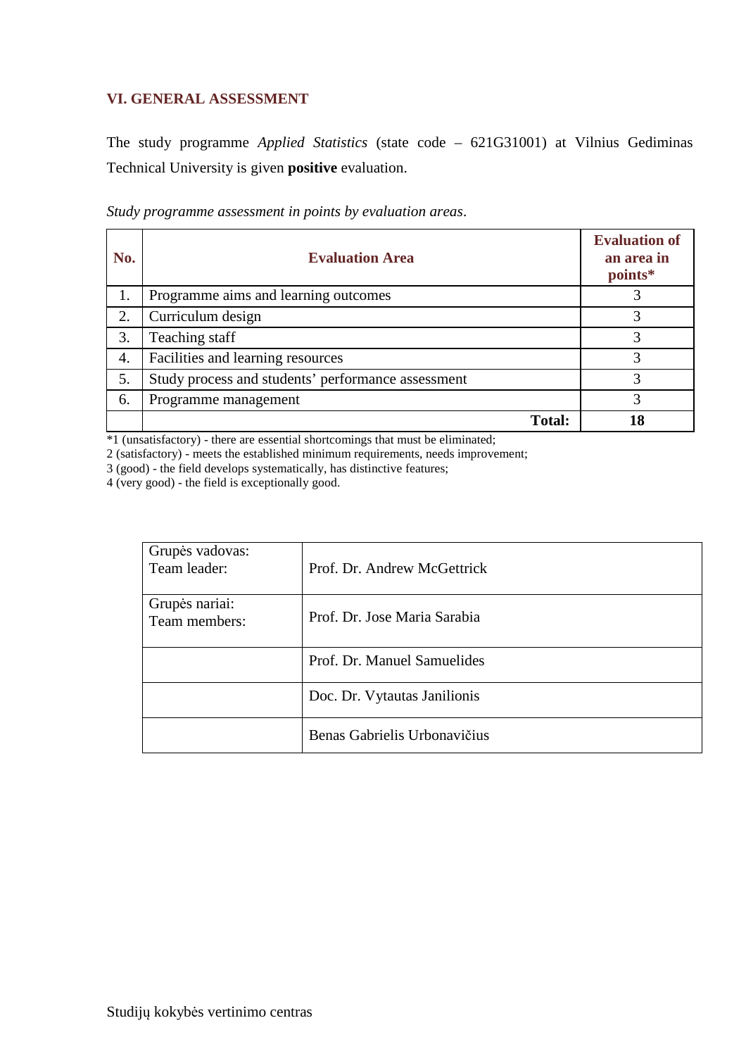## VI. GENERAL ASSESSMENT

The study programme *Applied Statistics* (state code – 621G31001) at Vilnius Gediminas Technical University is given **positive** evaluation.

*Study programme assessment in points by evaluation areas*.

| No. | Evaluation Area | Evaluation of an area in points* |
|---|---|---|
| 1. | Programme aims and learning outcomes | 3 |
| 2. | Curriculum design | 3 |
| 3. | Teaching staff | 3 |
| 4. | Facilities and learning resources | 3 |
| 5. | Study process and students' performance assessment | 3 |
| 6. | Programme management | 3 |
| | **Total:** | **18** |

*1 (unsatisfactory) - there are essential shortcomings that must be eliminated;
2 (satisfactory) - meets the established minimum requirements, needs improvement;
3 (good) - the field develops systematically, has distinctive features;
4 (very good) - the field is exceptionally good.

| | |
|---|---|
| Grupės vadovas:<br>Team leader: | Prof. Dr. Andrew McGettrick |
| Grupės nariai:<br>Team members: | Prof. Dr. Jose Maria Sarabia |
| | Prof. Dr. Manuel Samuelides |
| | Doc. Dr. Vytautas Janilionis |
| | Benas Gabrielis Urbonavičius |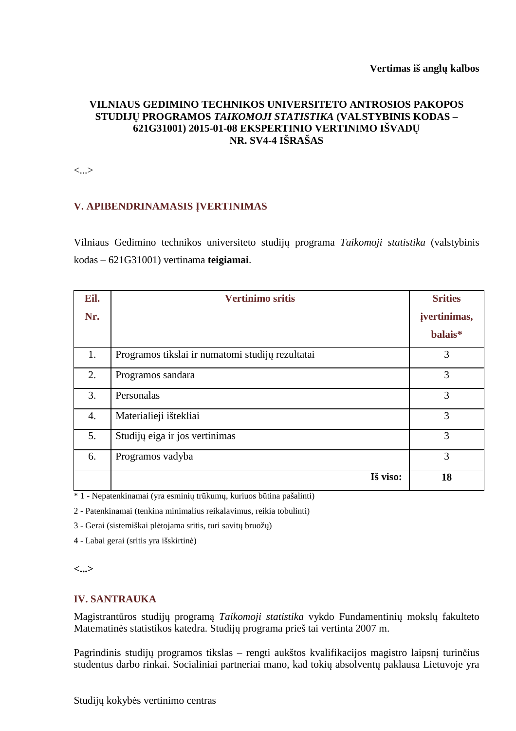**Vertimas iš anglų kalbos**

**VILNIAUS GEDIMINO TECHNIKOS UNIVERSITETO ANTROSIOS PAKOPOS STUDIJŲ PROGRAMOS *TAIKOMOJI STATISTIKA* (VALSTYBINIS KODAS – 621G31001) 2015-01-08 EKSPERTINIO VERTINIMO IŠVADŲ NR. SV4-4 IŠRAŠAS**

<...>

## V. APIBENDRINAMASIS ĮVERTINIMAS

Vilniaus Gedimino technikos universiteto studijų programa *Taikomoji statistika* (valstybinis kodas – 621G31001) vertinama **teigiamai**.

| Eil. Nr. | Vertinimo sritis | Srities įvertinimas, balais* |
|---|---|---|
| 1. | Programos tikslai ir numatomi studijų rezultatai | 3 |
| 2. | Programos sandara | 3 |
| 3. | Personalas | 3 |
| 4. | Materialieji ištekliai | 3 |
| 5. | Studijų eiga ir jos vertinimas | 3 |
| 6. | Programos vadyba | 3 |
| | **Iš viso:** | **18** |

\* 1 - Nepatenkinamai (yra esminių trūkumų, kuriuos būtina pašalinti)

2 - Patenkinamai (tenkina minimalius reikalavimus, reikia tobulinti)

3 - Gerai (sistemiškai plėtojama sritis, turi savitų bruožų)

4 - Labai gerai (sritis yra išskirtinė)

**<...>**

## IV. SANTRAUKA

Magistrantūros studijų programą *Taikomoji statistika* vykdo Fundamentinių mokslų fakulteto Matematinės statistikos katedra. Studijų programa prieš tai vertinta 2007 m.

Pagrindinis studijų programos tikslas – rengti aukštos kvalifikacijos magistro laipsnį turinčius studentus darbo rinkai. Socialiniai partneriai mano, kad tokių absolventų paklausa Lietuvoje yra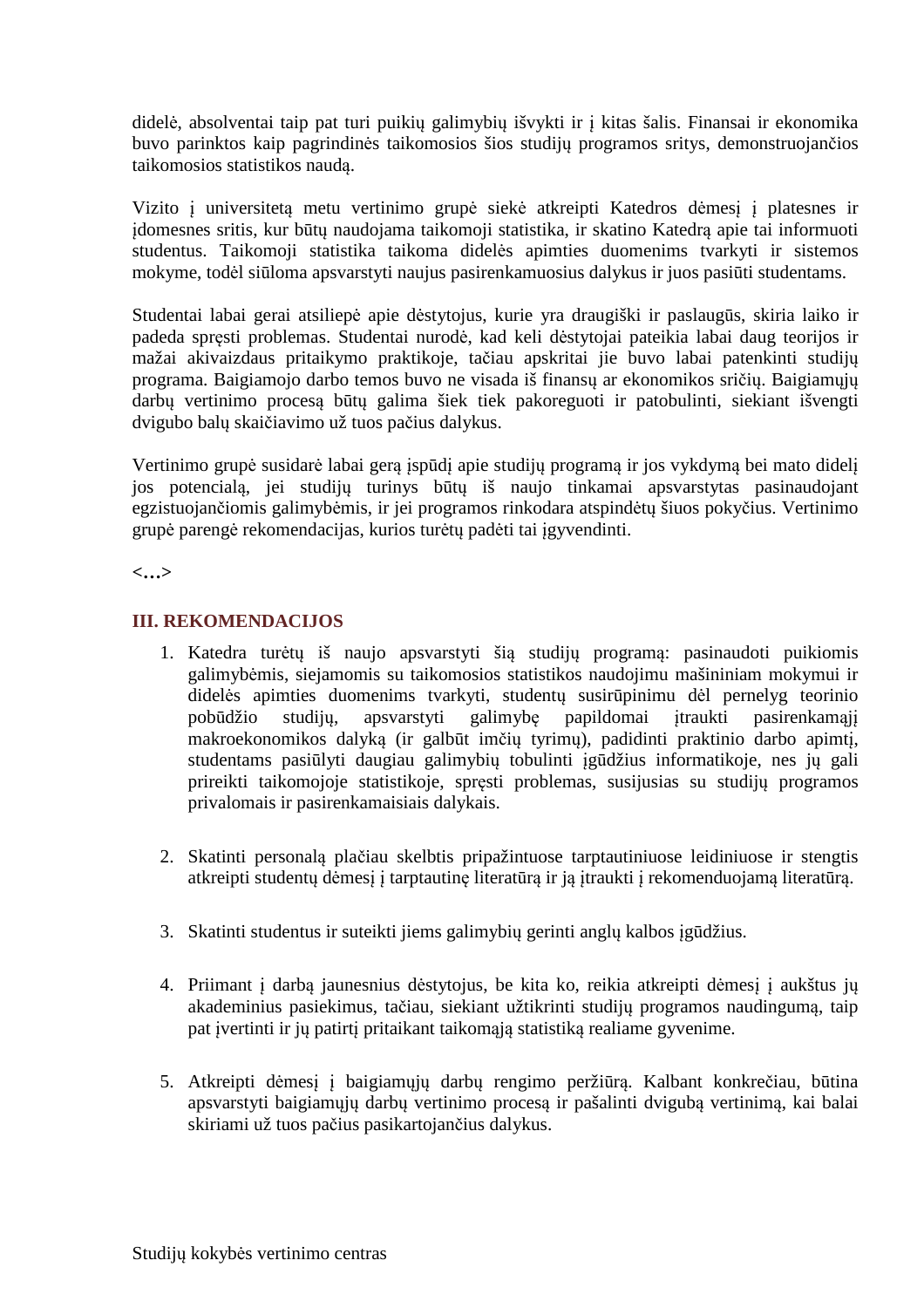didelė, absolventai taip pat turi puikių galimybių išvykti ir į kitas šalis. Finansai ir ekonomika buvo parinktos kaip pagrindinės taikomosios šios studijų programos sritys, demonstruojančios taikomosios statistikos naudą.

Vizito į universitetą metu vertinimo grupė siekė atkreipti Katedros dėmesį į platesnes ir įdomesnes sritis, kur būtų naudojama taikomoji statistika, ir skatino Katedrą apie tai informuoti studentus. Taikomoji statistika taikoma didelės apimties duomenims tvarkyti ir sistemos mokyme, todėl siūloma apsvarstyti naujus pasirenkamuosius dalykus ir juos pasiūti studentams.

Studentai labai gerai atsiliepė apie dėstytojus, kurie yra draugiški ir paslaugūs, skiria laiko ir padeda spręsti problemas. Studentai nurodė, kad keli dėstytojai pateikia labai daug teorijos ir mažai akivaizdaus pritaikymo praktikoje, tačiau apskritai jie buvo labai patenkinti studijų programa. Baigiamojo darbo temos buvo ne visada iš finansų ar ekonomikos sričių. Baigiamųjų darbų vertinimo procesą būtų galima šiek tiek pakoreguoti ir patobulinti, siekiant išvengti dvigubo balų skaičiavimo už tuos pačius dalykus.

Vertinimo grupė susidarė labai gerą įspūdį apie studijų programą ir jos vykdymą bei mato didelį jos potencialą, jei studijų turinys būtų iš naujo tinkamai apsvarstytas pasinaudojant egzistuojančiomis galimybėmis, ir jei programos rinkodara atspindėtų šiuos pokyčius. Vertinimo grupė parengė rekomendacijas, kurios turėtų padėti tai įgyvendinti.

**<…>**

## III. REKOMENDACIJOS

1. Katedra turėtų iš naujo apsvarstyti šią studijų programą: pasinaudoti puikiomis galimybėmis, siejamomis su taikomosios statistikos naudojimu mašininiam mokymui ir didelės apimties duomenims tvarkyti, studentų susirūpinimu dėl pernelyg teorinio pobūdžio studijų, apsvarstyti galimybę papildomai įtraukti pasirenkamąjį makroekonomikos dalyką (ir galbūt imčių tyrimų), padidinti praktinio darbo apimtį, studentams pasiūlyti daugiau galimybių tobulinti įgūdžius informatikoje, nes jų gali prireikti taikomojoje statistikoje, spręsti problemas, susijusias su studijų programos privalomais ir pasirenkamaisiais dalykais.

2. Skatinti personalą plačiau skelbtis pripažintuose tarptautiniuose leidiniuose ir stengtis atkreipti studentų dėmesį į tarptautinę literatūrą ir ją įtraukti į rekomenduojamą literatūrą.

3. Skatinti studentus ir suteikti jiems galimybių gerinti anglų kalbos įgūdžius.

4. Priimant į darbą jaunesnius dėstytojus, be kita ko, reikia atkreipti dėmesį į aukštus jų akademinius pasiekimus, tačiau, siekiant užtikrinti studijų programos naudingumą, taip pat įvertinti ir jų patirtį pritaikant taikomąją statistiką realiame gyvenime.

5. Atkreipti dėmesį į baigiamųjų darbų rengimo peržiūrą. Kalbant konkrečiau, būtina apsvarstyti baigiamųjų darbų vertinimo procesą ir pašalinti dvigubą vertinimą, kai balai skiriami už tuos pačius pasikartojančius dalykus.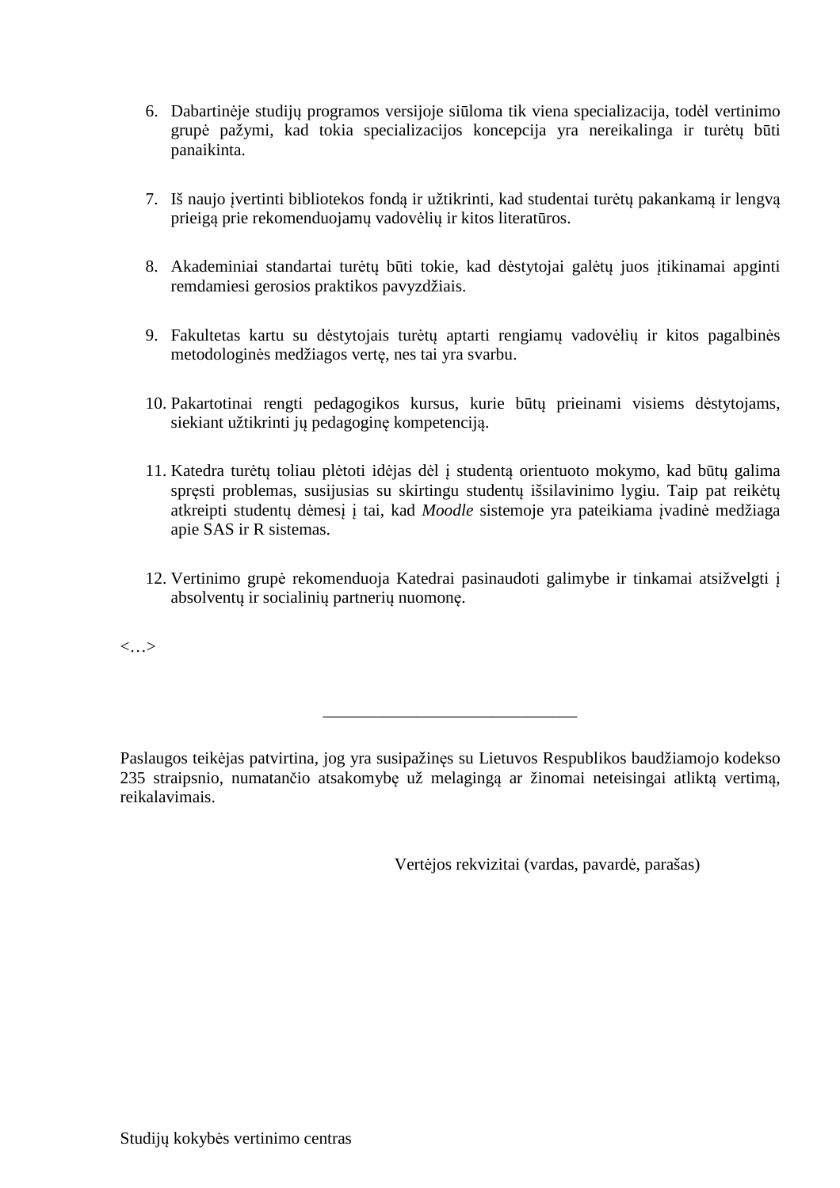6. Dabartinėje studijų programos versijoje siūloma tik viena specializacija, todėl vertinimo grupė pažymi, kad tokia specializacijos koncepcija yra nereikalinga ir turėtų būti panaikinta.

7. Iš naujo įvertinti bibliotekos fondą ir užtikrinti, kad studentai turėtų pakankamą ir lengvą prieigą prie rekomenduojamų vadovėlių ir kitos literatūros.

8. Akademiniai standartai turėtų būti tokie, kad dėstytojai galėtų juos įtikinamai apginti remdamiesi gerosios praktikos pavyzdžiais.

9. Fakultetas kartu su dėstytojais turėtų aptarti rengiamų vadovėlių ir kitos pagalbinės metodologinės medžiagos vertę, nes tai yra svarbu.

10. Pakartotinai rengti pedagogikos kursus, kurie būtų prieinami visiems dėstytojams, siekiant užtikrinti jų pedagoginę kompetenciją.

11. Katedra turėtų toliau plėtoti idėjas dėl į studentą orientuoto mokymo, kad būtų galima spręsti problemas, susijusias su skirtingu studentų išsilavinimo lygiu. Taip pat reikėtų atkreipti studentų dėmesį į tai, kad *Moodle* sistemoje yra pateikiama įvadinė medžiaga apie SAS ir R sistemas.

12. Vertinimo grupė rekomenduoja Katedrai pasinaudoti galimybe ir tinkamai atsižvelgti į absolventų ir socialinių partnerių nuomonę.

<…>

______________________________

Paslaugos teikėjas patvirtina, jog yra susipažinęs su Lietuvos Respublikos baudžiamojo kodekso 235 straipsnio, numatančio atsakomybę už melagingą ar žinomai neteisingai atliktą vertimą, reikalavimais.

Vertėjos rekvizitai (vardas, pavardė, parašas)